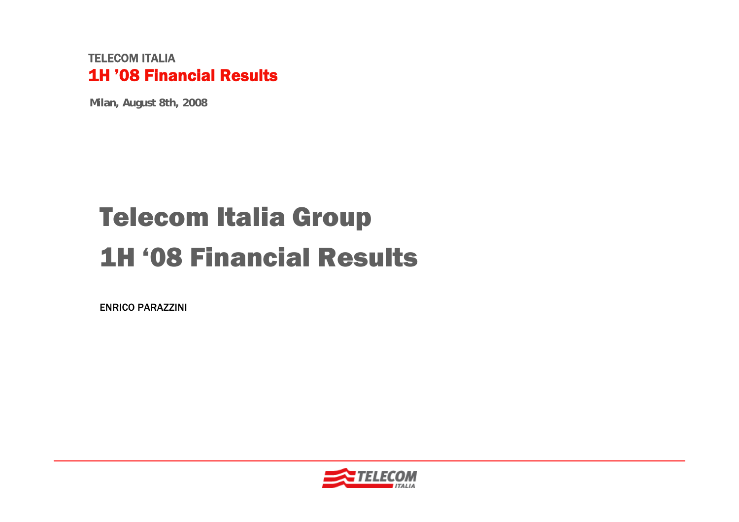TELECOM ITALIA

**1H '08 Financial Results**

**Milan, August 8th, 2008**

# Telecom Italia Group
# 1H '08 Financial Results

**ENRICO PARAZZINI**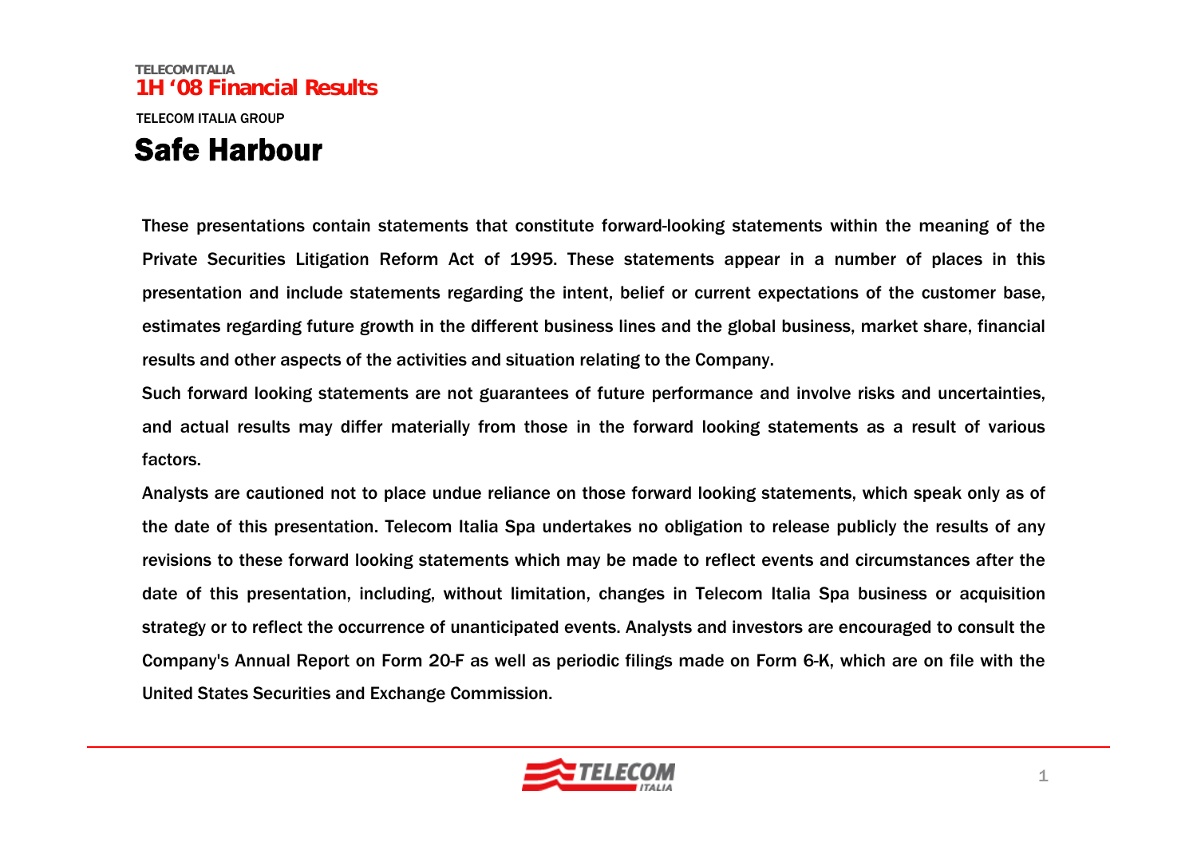TELECOM ITALIA
**1H '08 Financial Results**

TELECOM ITALIA GROUP

# Safe Harbour

These presentations contain statements that constitute forward-looking statements within the meaning of the Private Securities Litigation Reform Act of 1995. These statements appear in a number of places in this presentation and include statements regarding the intent, belief or current expectations of the customer base, estimates regarding future growth in the different business lines and the global business, market share, financial results and other aspects of the activities and situation relating to the Company.

Such forward looking statements are not guarantees of future performance and involve risks and uncertainties, and actual results may differ materially from those in the forward looking statements as a result of various factors.

Analysts are cautioned not to place undue reliance on those forward looking statements, which speak only as of the date of this presentation. Telecom Italia Spa undertakes no obligation to release publicly the results of any revisions to these forward looking statements which may be made to reflect events and circumstances after the date of this presentation, including, without limitation, changes in Telecom Italia Spa business or acquisition strategy or to reflect the occurrence of unanticipated events. Analysts and investors are encouraged to consult the Company's Annual Report on Form 20-F as well as periodic filings made on Form 6-K, which are on file with the United States Securities and Exchange Commission.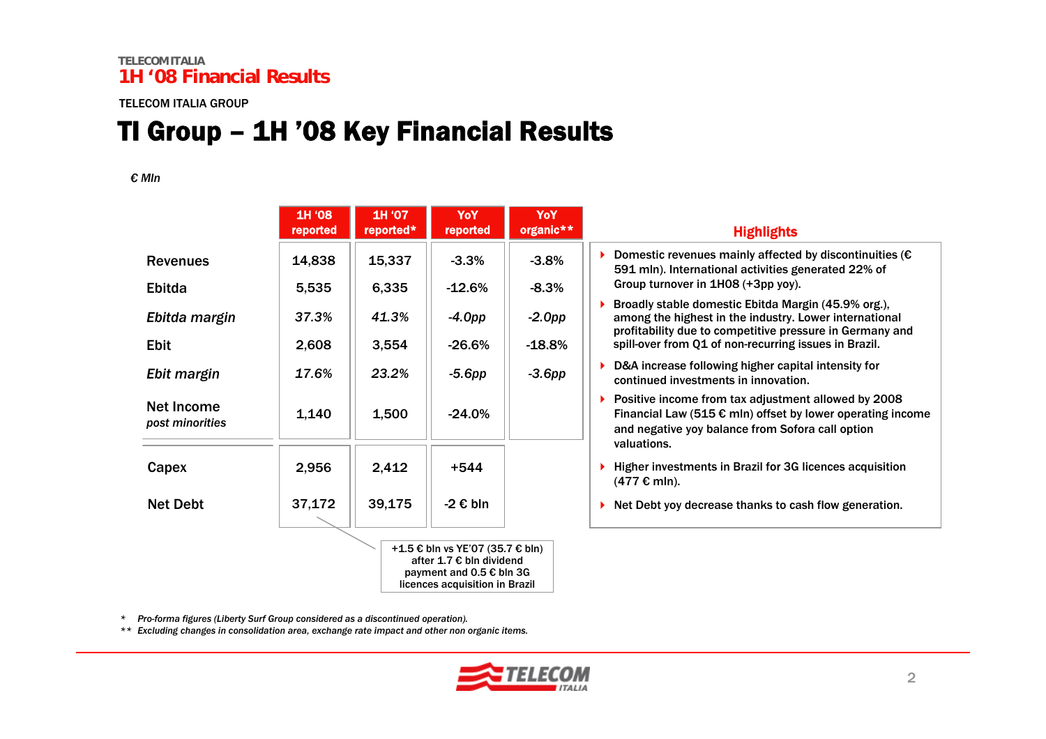TELECOM ITALIA GROUP

# TI Group – 1H ’08 Key Financial Results

*€ Mln*

| | 1H ‘08 reported | 1H ‘07 reported* | YoY reported | YoY organic** |
|---|---|---|---|---|
| Revenues | 14,838 | 15,337 | -3.3% | -3.8% |
| Ebitda | 5,535 | 6,335 | -12.6% | -8.3% |
| *Ebitda margin* | *37.3%* | *41.3%* | *-4.0pp* | *-2.0pp* |
| Ebit | 2,608 | 3,554 | -26.6% | -18.8% |
| *Ebit margin* | *17.6%* | *23.2%* | *-5.6pp* | *-3.6pp* |
| Net Income *post minorities* | 1,140 | 1,500 | -24.0% | |
| Capex | 2,956 | 2,412 | +544 | |
| Net Debt | 37,172 | 39,175 | -2 € bln | |

Net Debt 1H ‘08: +1.5 € bln vs YE’07 (35.7 € bln) after 1.7 € bln dividend payment and 0.5 € bln 3G licences acquisition in Brazil

## Highlights

- Domestic revenues mainly affected by discontinuities (€ 591 mln). International activities generated 22% of Group turnover in 1H08 (+3pp yoy).
- Broadly stable domestic Ebitda Margin (45.9% org.), among the highest in the industry. Lower international profitability due to competitive pressure in Germany and spill-over from Q1 of non-recurring issues in Brazil.
- D&A increase following higher capital intensity for continued investments in innovation.
- Positive income from tax adjustment allowed by 2008 Financial Law (515 € mln) offset by lower operating income and negative yoy balance from Sofora call option valuations.
- Higher investments in Brazil for 3G licences acquisition (477 € mln).
- Net Debt yoy decrease thanks to cash flow generation.

\* *Pro-forma figures (Liberty Surf Group considered as a discontinued operation).*

\*\* *Excluding changes in consolidation area, exchange rate impact and other non organic items.*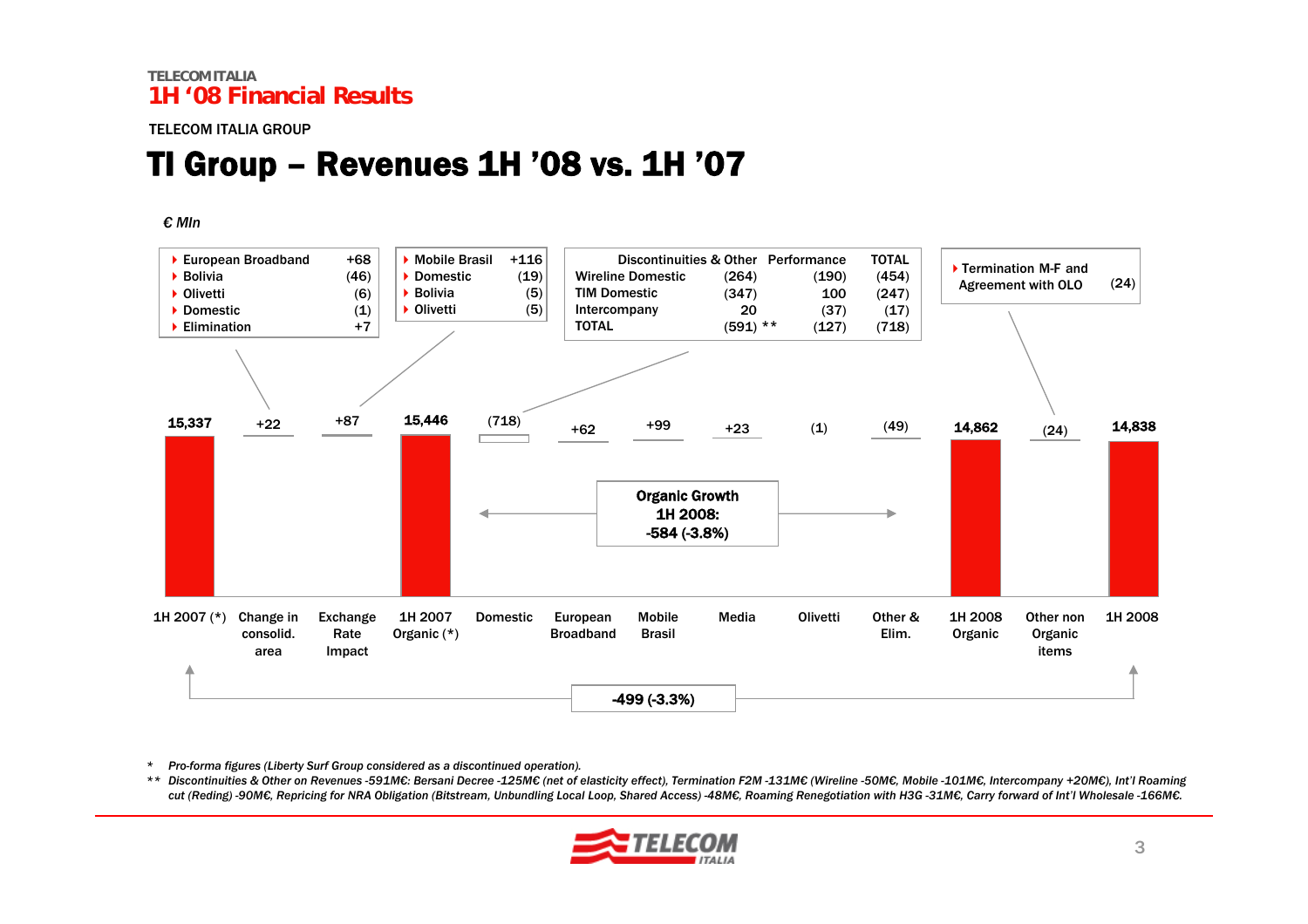TELECOM ITALIA

**1H '08 Financial Results**

TELECOM ITALIA GROUP

# TI Group – Revenues 1H '08 vs. 1H '07

*€ Mln*

| Change in consolid. area | |
|---|---|
| European Broadband | +68 |
| Bolivia | (46) |
| Olivetti | (6) |
| Domestic | (1) |
| Elimination | +7 |

| Exchange Rate Impact | |
|---|---|
| Mobile Brasil | +116 |
| Domestic | (19) |
| Bolivia | (5) |
| Olivetti | (5) |

| Domestic | Discontinuities & Other | Performance | TOTAL |
|---|---|---|---|
| Wireline Domestic | (264) | (190) | (454) |
| TIM Domestic | (347) | 100 | (247) |
| Intercompany | 20 | (37) | (17) |
| TOTAL | (591) ** | (127) | (718) |

| Other non Organic items | |
|---|---|
| Termination M-F and Agreement with OLO | (24) |

| Item | € Mln |
|---|---|
| 1H 2007 (*) | 15,337 |
| Change in consolid. area | +22 |
| Exchange Rate Impact | +87 |
| 1H 2007 Organic (*) | 15,446 |
| Domestic | (718) |
| European Broadband | +62 |
| Mobile Brasil | +99 |
| Media | +23 |
| Olivetti | (1) |
| Other & Elim. | (49) |
| 1H 2008 Organic | 14,862 |
| Other non Organic items | (24) |
| 1H 2008 | 14,838 |

**Organic Growth 1H 2008: -584 (-3.8%)**

**1H 2007 → 1H 2008: -499 (-3.3%)**

\* *Pro-forma figures (Liberty Surf Group considered as a discontinued operation).*

\*\* *Discontinuities & Other on Revenues -591M€: Bersani Decree -125M€ (net of elasticity effect), Termination F2M -131M€ (Wireline -50M€, Mobile -101M€, Intercompany +20M€), Int'l Roaming cut (Reding) -90M€, Repricing for NRA Obligation (Bitstream, Unbundling Local Loop, Shared Access) -48M€, Roaming Renegotiation with H3G -31M€, Carry forward of Int'l Wholesale -166M€.*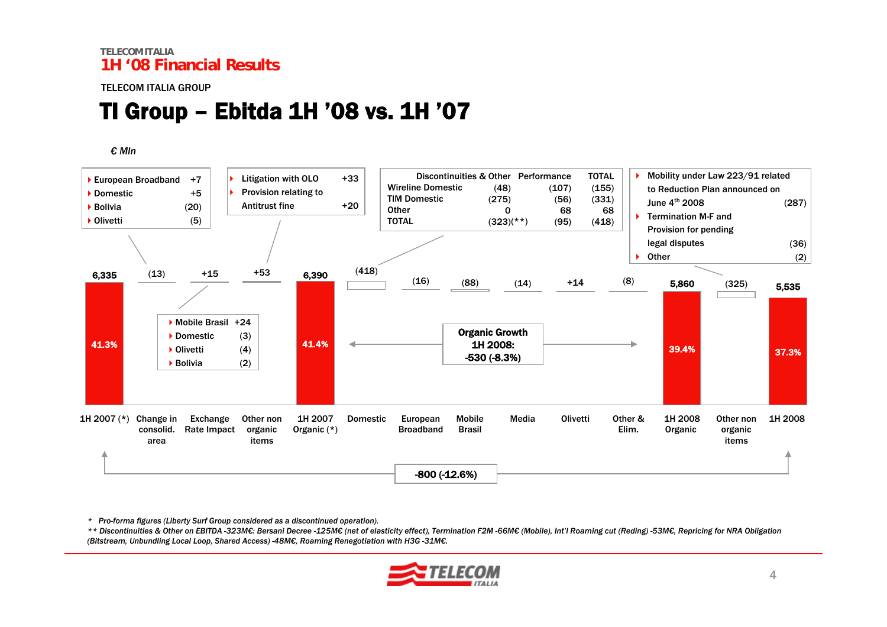TELECOM ITALIA

# 1H '08 Financial Results

TELECOM ITALIA GROUP

## TI Group – Ebitda 1H '08 vs. 1H '07

*€ Mln*

| | Value | Margin |
|---|---|---|
| 1H 2007 (*) | 6,335 | 41.3% |
| Change in consolid. area | (13) | |
| Exchange Rate Impact | +15 | |
| Other non organic items | +53 | |
| 1H 2007 Organic (*) | 6,390 | 41.4% |
| Domestic | (418) | |
| European Broadband | (16) | |
| Mobile Brasil | (88) | |
| Media | (14) | |
| Olivetti | +14 | |
| Other & Elim. | (8) | |
| 1H 2008 Organic | 5,860 | 39.4% |
| Other non organic items | (325) | |
| 1H 2008 | 5,535 | 37.3% |

**Change in consolid. area (13):**
- European Broadband +7
- Domestic +5
- Bolivia (20)
- Olivetti (5)

**Exchange Rate Impact +15:**
- Mobile Brasil +24
- Domestic (3)
- Olivetti (4)
- Bolivia (2)

**Other non organic items +53:**
- Litigation with OLO +33
- Provision relating to Antitrust fine +20

**Domestic (418):**

| | Discontinuities & Other | Performance | TOTAL |
|---|---|---|---|
| Wireline Domestic | (48) | (107) | (155) |
| TIM Domestic | (275) | (56) | (331) |
| Other | 0 | 68 | 68 |
| TOTAL | (323)(**) | (95) | (418) |

**Other non organic items (325):**
- Mobility under Law 223/91 related to Reduction Plan announced on June 4th 2008 (287)
- Termination M-F and Provision for pending legal disputes (36)
- Other (2)

**Organic Growth 1H 2008: -530 (-8.3%)**

**-800 (-12.6%)**

\* *Pro-forma figures (Liberty Surf Group considered as a discontinued operation).*

\*\* *Discontinuities & Other on EBITDA -323M€: Bersani Decree -125M€ (net of elasticity effect), Termination F2M -66M€ (Mobile), Int'l Roaming cut (Reding) -53M€, Repricing for NRA Obligation (Bitstream, Unbundling Local Loop, Shared Access) -48M€, Roaming Renegotiation with H3G -31M€.*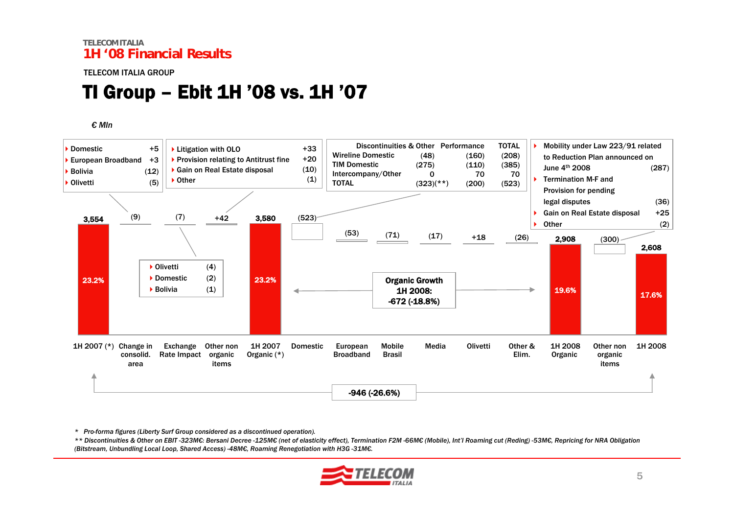TELECOM ITALIA

# 1H ‘08 Financial Results

TELECOM ITALIA GROUP

## TI Group – Ebit 1H ’08 vs. 1H ’07

*€ Mln*

| | Value | Margin |
|---|---|---|
| 1H 2007 (*) | 3,554 | 23.2% |
| Change in consolid. area | (9) | |
| Exchange Rate Impact | (7) | |
| Other non organic items | +42 | |
| 1H 2007 Organic (*) | 3,580 | 23.2% |
| Domestic | (523) | |
| European Broadband | (53) | |
| Mobile Brasil | (71) | |
| Media | (17) | |
| Olivetti | +18 | |
| Other & Elim. | (26) | |
| 1H 2008 Organic | 2,908 | 19.6% |
| Other non organic items | (300) | |
| 1H 2008 | 2,608 | 17.6% |

**Change in consolid. area (9):**
- Domestic +5
- European Broadband +3
- Bolivia (12)
- Olivetti (5)

**Exchange Rate Impact (7):**
- Olivetti (4)
- Domestic (2)
- Bolivia (1)

**Other non organic items +42:**
- Litigation with OLO +33
- Provision relating to Antitrust fine +20
- Gain on Real Estate disposal (10)
- Other (1)

**Domestic (523):**

| | Discontinuities & Other | Performance | TOTAL |
|---|---|---|---|
| Wireline Domestic | (48) | (160) | (208) |
| TIM Domestic | (275) | (110) | (385) |
| Intercompany/Other | 0 | 70 | 70 |
| TOTAL | (323)(**) | (200) | (523) |

**Other non organic items (300):**
- Mobility under Law 223/91 related to Reduction Plan announced on June 4th 2008 (287)
- Termination M-F and Provision for pending legal disputes (36)
- Gain on Real Estate disposal +25
- Other (2)

**Organic Growth 1H 2008: -672 (-18.8%)**

**-946 (-26.6%)**

\* *Pro-forma figures (Liberty Surf Group considered as a discontinued operation).*

\*\* *Discontinuities & Other on EBIT -323M€: Bersani Decree -125M€ (net of elasticity effect), Termination F2M -66M€ (Mobile), Int’l Roaming cut (Reding) -53M€, Repricing for NRA Obligation (Bitstream, Unbundling Local Loop, Shared Access) -48M€, Roaming Renegotiation with H3G -31M€.*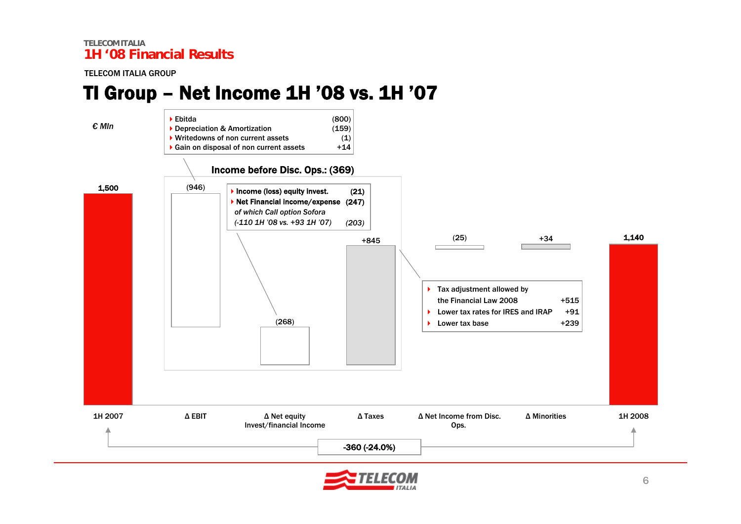TELECOM ITALIA

# 1H '08 Financial Results

TELECOM ITALIA GROUP

## TI Group – Net Income 1H '08 vs. 1H '07

*€ Mln*

- Ebitda (800)
- Depreciation & Amortization (159)
- Writedowns of non current assets (1)
- Gain on disposal of non current assets +14

**Income before Disc. Ops.: (369)**

- **Income (loss) equity invest. (21)**
- **Net Financial Income/expense (247)**

  *of which Call option Sofora (-110 1H '08 vs. +93 1H '07) (203)*

- Tax adjustment allowed by the Financial Law 2008 +515
- Lower tax rates for IRES and IRAP +91
- Lower tax base +239

| 1H 2007 | Δ EBIT | Δ Net equity Invest/financial Income | Δ Taxes | Δ Net Income from Disc. Ops. | Δ Minorities | 1H 2008 |
|---|---|---|---|---|---|---|
| 1,500 | (946) | (268) | +845 | (25) | +34 | 1,140 |

**-360 (-24.0%)**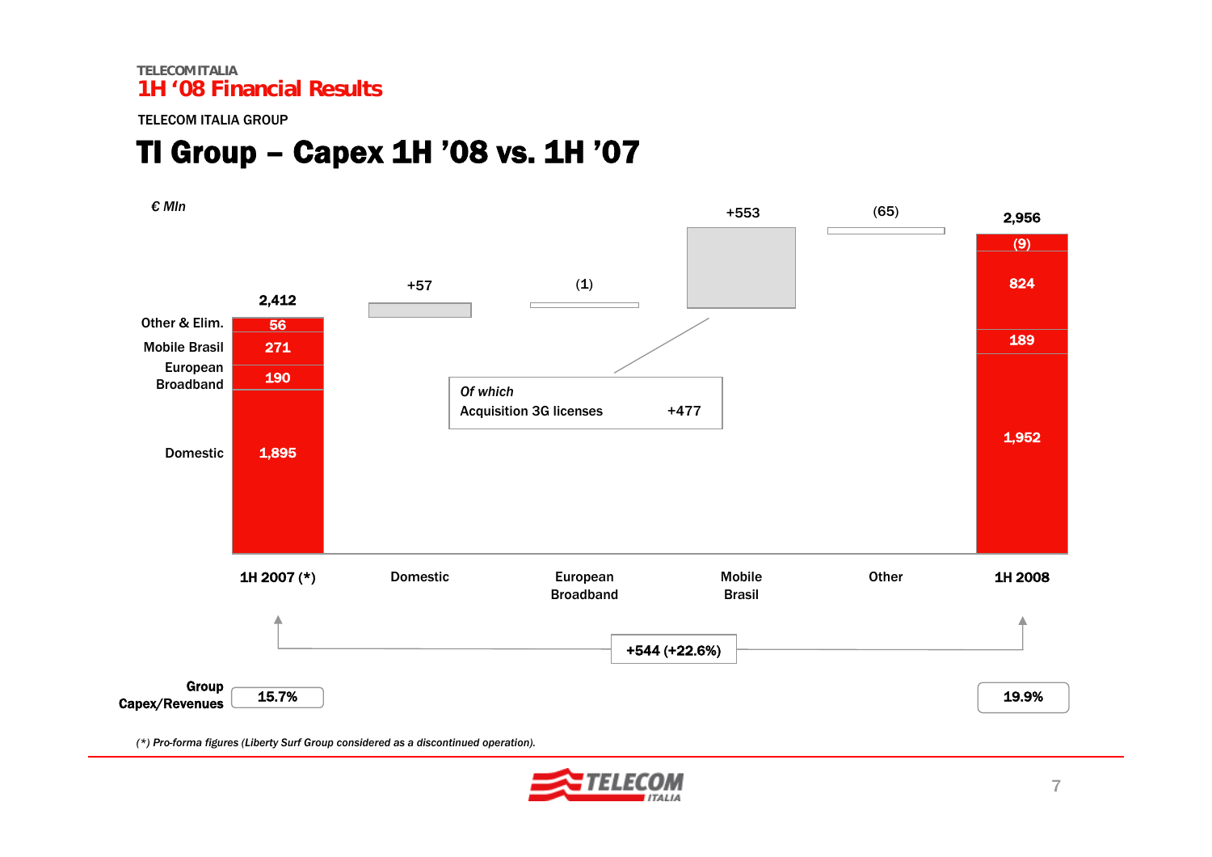TELECOM ITALIA

## 1H '08 Financial Results

TELECOM ITALIA GROUP

# TI Group – Capex 1H '08 vs. 1H '07

*€ Mln*

| | 1H 2007 (*) | Domestic | European Broadband | Mobile Brasil | Other | 1H 2008 |
|---|---|---|---|---|---|---|
| Total | 2,412 | +57 | (1) | +553 | (65) | 2,956 |
| Other & Elim. | 56 | | | | | (9) |
| Mobile Brasil | 271 | | | | | 824 |
| European Broadband | 190 | | | | | 189 |
| Domestic | 1,895 | | | | | 1,952 |

*Of which*
Acquisition 3G licenses +477

**+544 (+22.6%)**

| | 1H 2007 | 1H 2008 |
|---|---|---|
| Group Capex/Revenues | 15.7% | 19.9% |

*(\*) Pro-forma figures (Liberty Surf Group considered as a discontinued operation).*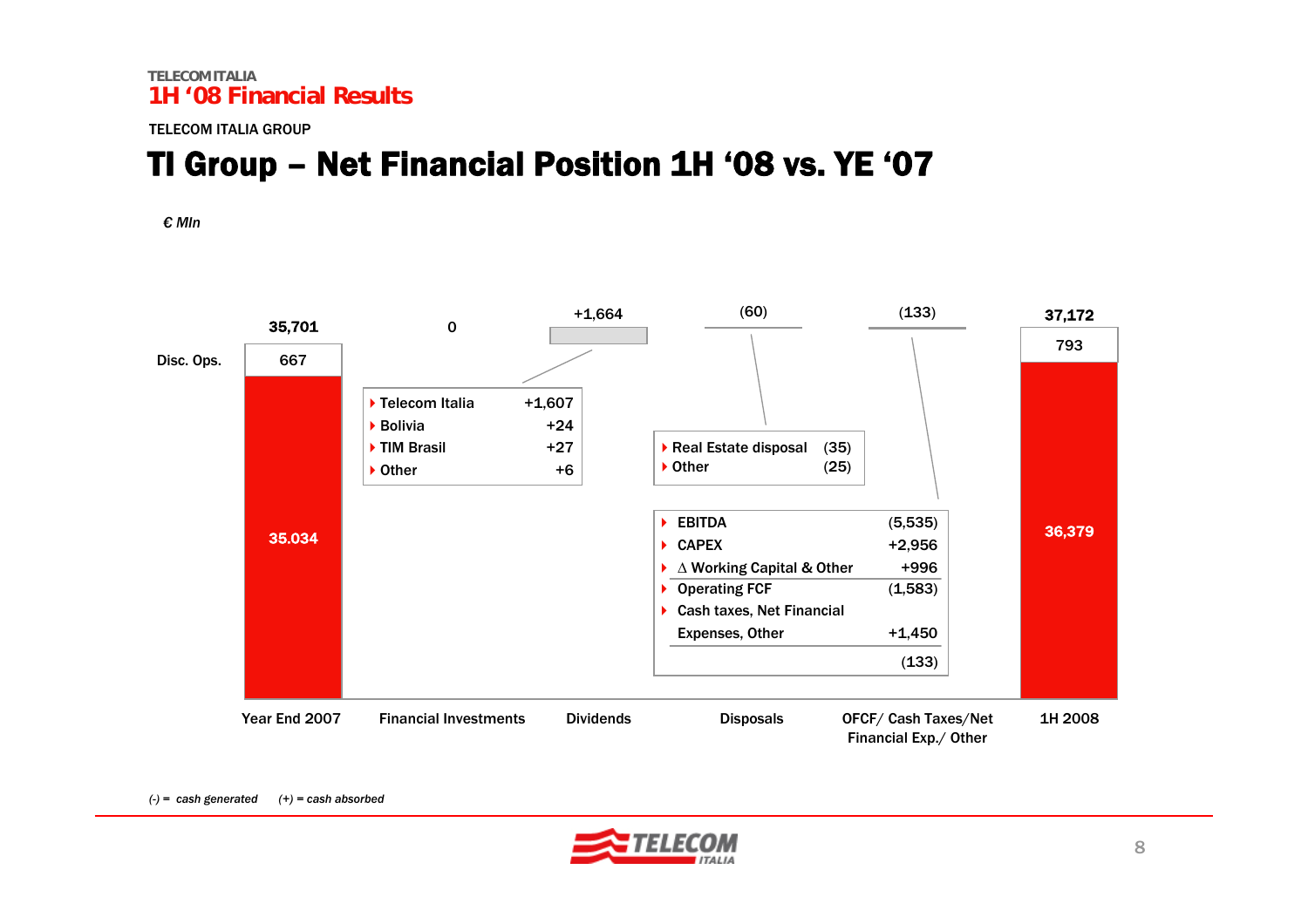TELECOM ITALIA GROUP

# TI Group – Net Financial Position 1H '08 vs. YE '07

*€ Mln*

| | Year End 2007 | Financial Investments | Dividends | Disposals | OFCF/ Cash Taxes/Net Financial Exp./ Other | 1H 2008 |
|---|---|---|---|---|---|---|
| Total | 35,701 | 0 | +1,664 | (60) | (133) | 37,172 |
| Disc. Ops. | 667 | | | | | 793 |
| | 35.034 | | | | | 36,379 |

**Dividends:**

| | |
|---|---|
| Telecom Italia | +1,607 |
| Bolivia | +24 |
| TIM Brasil | +27 |
| Other | +6 |

**Disposals:**

| | |
|---|---|
| Real Estate disposal | (35) |
| Other | (25) |

**OFCF/ Cash Taxes/Net Financial Exp./ Other:**

| | |
|---|---|
| EBITDA | (5,535) |
| CAPEX | +2,956 |
| Δ Working Capital & Other | +996 |
| Operating FCF | (1,583) |
| Cash taxes, Net Financial Expenses, Other | +1,450 |
| | (133) |

*(-) = cash generated (+) = cash absorbed*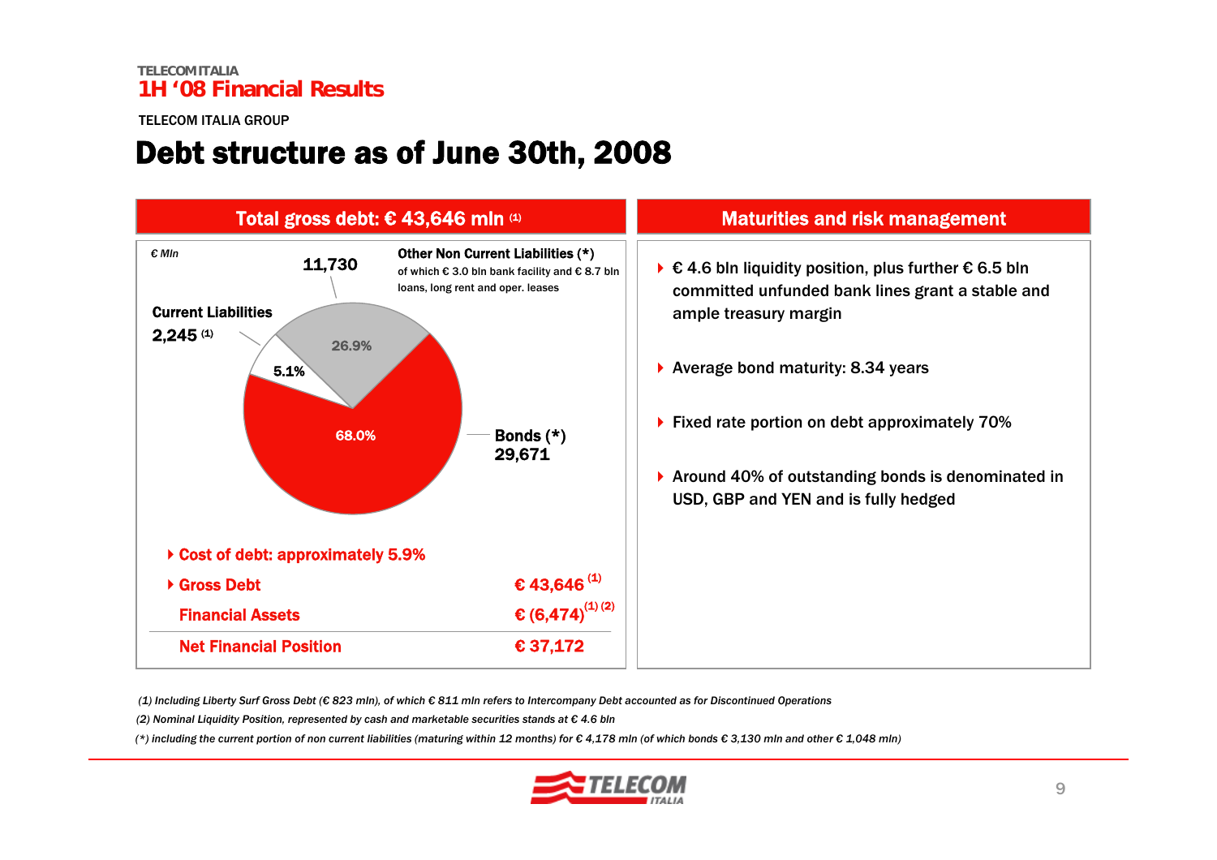TELECOM ITALIA

1H '08 Financial Results

TELECOM ITALIA GROUP

# Debt structure as of June 30th, 2008

## Total gross debt: € 43,646 mln (1)

€ Mln

- **Other Non Current Liabilities (*)** — 11,730 (26.9%)
  of which € 3.0 bln bank facility and € 8.7 bln loans, long rent and oper. leases
- **Current Liabilities** — 2,245 (1) (5.1%)
- **Bonds (*)** — 29,671 (68.0%)

- **Cost of debt: approximately 5.9%**

| | |
|---|---|
| **Gross Debt** | **€ 43,646 (1)** |
| **Financial Assets** | **€ (6,474) (1) (2)** |
| **Net Financial Position** | **€ 37,172** |

## Maturities and risk management

- € 4.6 bln liquidity position, plus further € 6.5 bln committed unfunded bank lines grant a stable and ample treasury margin
- Average bond maturity: 8.34 years
- Fixed rate portion on debt approximately 70%
- Around 40% of outstanding bonds is denominated in USD, GBP and YEN and is fully hedged

*(1) Including Liberty Surf Gross Debt (€ 823 mln), of which € 811 mln refers to Intercompany Debt accounted as for Discontinued Operations*

*(2) Nominal Liquidity Position, represented by cash and marketable securities stands at € 4.6 bln*

*(*) including the current portion of non current liabilities (maturing within 12 months) for € 4,178 mln (of which bonds € 3,130 mln and other € 1,048 mln)*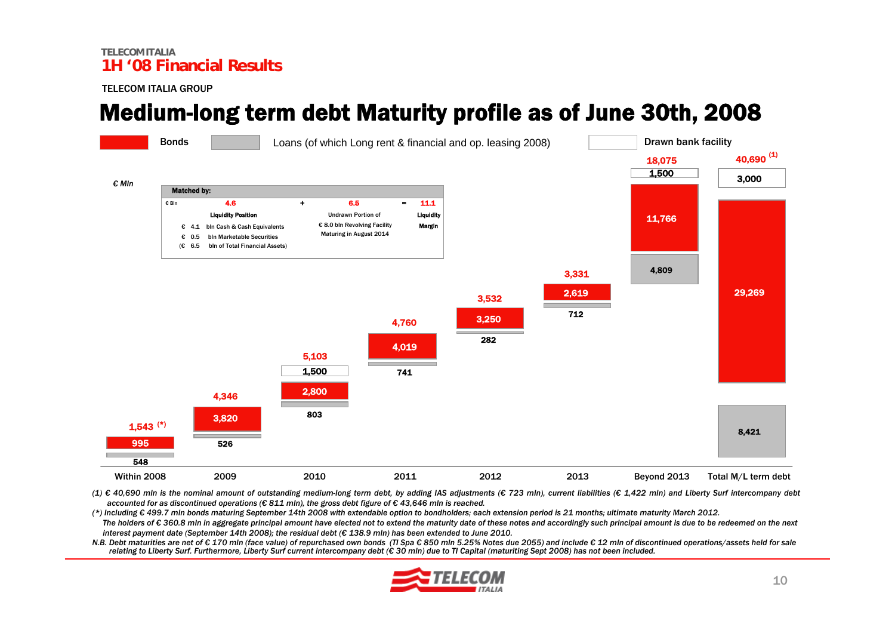TELECOM ITALIA GROUP

# Medium-long term debt Maturity profile as of June 30th, 2008

Bonds | Loans (of which Long rent & financial and op. leasing 2008) | Drawn bank facility

€ Mln

| Matched by: | | | | |
|---|---|---|---|---|
| € Bln | 4.6 | + | 6.5 | = 11.1 |
| | Liquidity Position | | Undrawn Portion of € 8.0 bln Revolving Facility Maturing in August 2014 | Liquidity Margin |
| | € 4.1 bln Cash & Cash Equivalents | | | |
| | € 0.5 bln Marketable Securities | | | |
| | (€ 6.5 bln of Total Financial Assets) | | | |

| | Within 2008 | 2009 | 2010 | 2011 | 2012 | 2013 | Beyond 2013 | Total M/L term debt |
|---|---|---|---|---|---|---|---|---|
| Bonds | 995 | 3,820 | 2,800 | 4,019 | 3,250 | 2,619 | 11,766 | 29,269 |
| Loans | 548 | 526 | 803 | 741 | 282 | 712 | 4,809 | 8,421 |
| Drawn bank facility | | | 1,500 | | | | 1,500 | 3,000 |
| Total | 1,543 (*) | 4,346 | 5,103 | 4,760 | 3,532 | 3,331 | 18,075 | 40,690 (1) |

*(1) € 40,690 mln is the nominal amount of outstanding medium-long term debt, by adding IAS adjustments (€ 723 mln), current liabilities (€ 1,422 mln) and Liberty Surf intercompany debt accounted for as discontinued operations (€ 811 mln), the gross debt figure of € 43,646 mln is reached.*

*(\*) Including € 499.7 mln bonds maturing September 14th 2008 with extendable option to bondholders; each extension period is 21 months; ultimate maturity March 2012. The holders of € 360.8 mln in aggregate principal amount have elected not to extend the maturity date of these notes and accordingly such principal amount is due to be redeemed on the next interest payment date (September 14th 2008); the residual debt (€ 138.9 mln) has been extended to June 2010.*

*N.B. Debt maturities are net of € 170 mln (face value) of repurchased own bonds (TI Spa € 850 mln 5.25% Notes due 2055) and include € 12 mln of discontinued operations/assets held for sale relating to Liberty Surf. Furthermore, Liberty Surf current intercompany debt (€ 30 mln) due to TI Capital (maturiting Sept 2008) has not been included.*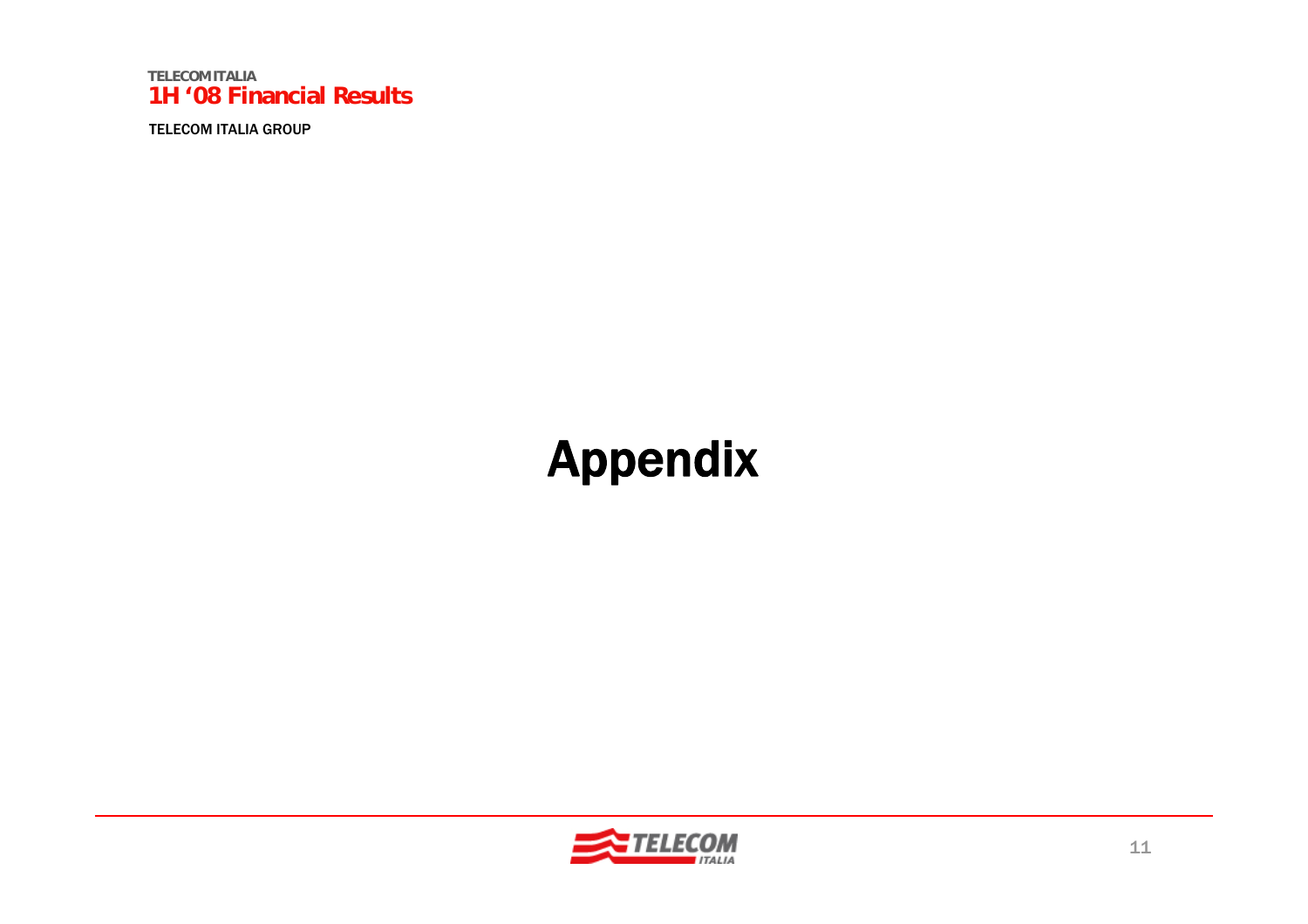# Appendix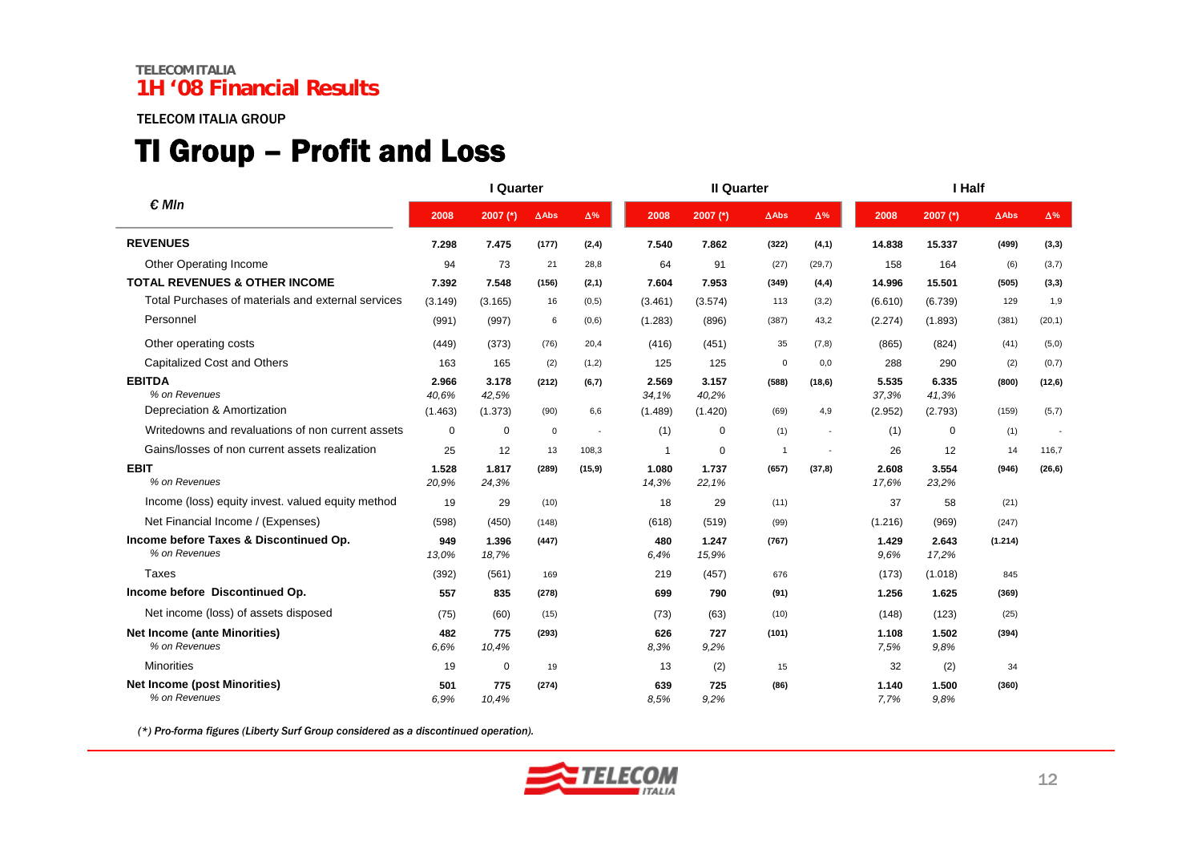TELECOM ITALIA
**1H '08 Financial Results**

TELECOM ITALIA GROUP

# TI Group – Profit and Loss

| *€ Mln* | I Quarter | | | | II Quarter | | | | I Half | | | |
|---|---|---|---|---|---|---|---|---|---|---|---|---|
| | 2008 | 2007 (*) | ΔAbs | Δ% | 2008 | 2007 (*) | ΔAbs | Δ% | 2008 | 2007 (*) | ΔAbs | Δ% |
| **REVENUES** | **7.298** | **7.475** | **(177)** | **(2,4)** | **7.540** | **7.862** | **(322)** | **(4,1)** | **14.838** | **15.337** | **(499)** | **(3,3)** |
| Other Operating Income | 94 | 73 | 21 | 28,8 | 64 | 91 | (27) | (29,7) | 158 | 164 | (6) | (3,7) |
| **TOTAL REVENUES & OTHER INCOME** | **7.392** | **7.548** | **(156)** | **(2,1)** | **7.604** | **7.953** | **(349)** | **(4,4)** | **14.996** | **15.501** | **(505)** | **(3,3)** |
| Total Purchases of materials and external services | (3.149) | (3.165) | 16 | (0,5) | (3.461) | (3.574) | 113 | (3,2) | (6.610) | (6.739) | 129 | 1,9 |
| Personnel | (991) | (997) | 6 | (0,6) | (1.283) | (896) | (387) | 43,2 | (2.274) | (1.893) | (381) | (20,1) |
| Other operating costs | (449) | (373) | (76) | 20,4 | (416) | (451) | 35 | (7,8) | (865) | (824) | (41) | (5,0) |
| Capitalized Cost and Others | 163 | 165 | (2) | (1,2) | 125 | 125 | 0 | 0,0 | 288 | 290 | (2) | (0,7) |
| **EBITDA** | **2.966** | **3.178** | **(212)** | **(6,7)** | **2.569** | **3.157** | **(588)** | **(18,6)** | **5.535** | **6.335** | **(800)** | **(12,6)** |
| *% on Revenues* | *40,6%* | *42,5%* | | | *34,1%* | *40,2%* | | | *37,3%* | *41,3%* | | |
| Depreciation & Amortization | (1.463) | (1.373) | (90) | 6,6 | (1.489) | (1.420) | (69) | 4,9 | (2.952) | (2.793) | (159) | (5,7) |
| Writedowns and revaluations of non current assets | 0 | 0 | 0 | - | (1) | 0 | (1) | - | (1) | 0 | (1) | - |
| Gains/losses of non current assets realization | 25 | 12 | 13 | 108,3 | 1 | 0 | 1 | - | 26 | 12 | 14 | 116,7 |
| **EBIT** | **1.528** | **1.817** | **(289)** | **(15,9)** | **1.080** | **1.737** | **(657)** | **(37,8)** | **2.608** | **3.554** | **(946)** | **(26,6)** |
| *% on Revenues* | *20,9%* | *24,3%* | | | *14,3%* | *22,1%* | | | *17,6%* | *23,2%* | | |
| Income (loss) equity invest. valued equity method | 19 | 29 | (10) | | 18 | 29 | (11) | | 37 | 58 | (21) | |
| Net Financial Income / (Expenses) | (598) | (450) | (148) | | (618) | (519) | (99) | | (1.216) | (969) | (247) | |
| **Income before Taxes & Discontinued Op.** | **949** | **1.396** | **(447)** | | **480** | **1.247** | **(767)** | | **1.429** | **2.643** | **(1.214)** | |
| *% on Revenues* | *13,0%* | *18,7%* | | | *6,4%* | *15,9%* | | | *9,6%* | *17,2%* | | |
| Taxes | (392) | (561) | 169 | | 219 | (457) | 676 | | (173) | (1.018) | 845 | |
| **Income before Discontinued Op.** | **557** | **835** | **(278)** | | **699** | **790** | **(91)** | | **1.256** | **1.625** | **(369)** | |
| Net income (loss) of assets disposed | (75) | (60) | (15) | | (73) | (63) | (10) | | (148) | (123) | (25) | |
| **Net Income (ante Minorities)** | **482** | **775** | **(293)** | | **626** | **727** | **(101)** | | **1.108** | **1.502** | **(394)** | |
| *% on Revenues* | *6,6%* | *10,4%* | | | *8,3%* | *9,2%* | | | *7,5%* | *9,8%* | | |
| Minorities | 19 | 0 | 19 | | 13 | (2) | 15 | | 32 | (2) | 34 | |
| **Net Income (post Minorities)** | **501** | **775** | **(274)** | | **639** | **725** | **(86)** | | **1.140** | **1.500** | **(360)** | |
| *% on Revenues* | *6,9%* | *10,4%* | | | *8,5%* | *9,2%* | | | *7,7%* | *9,8%* | | |

*(\*) Pro-forma figures (Liberty Surf Group considered as a discontinued operation).*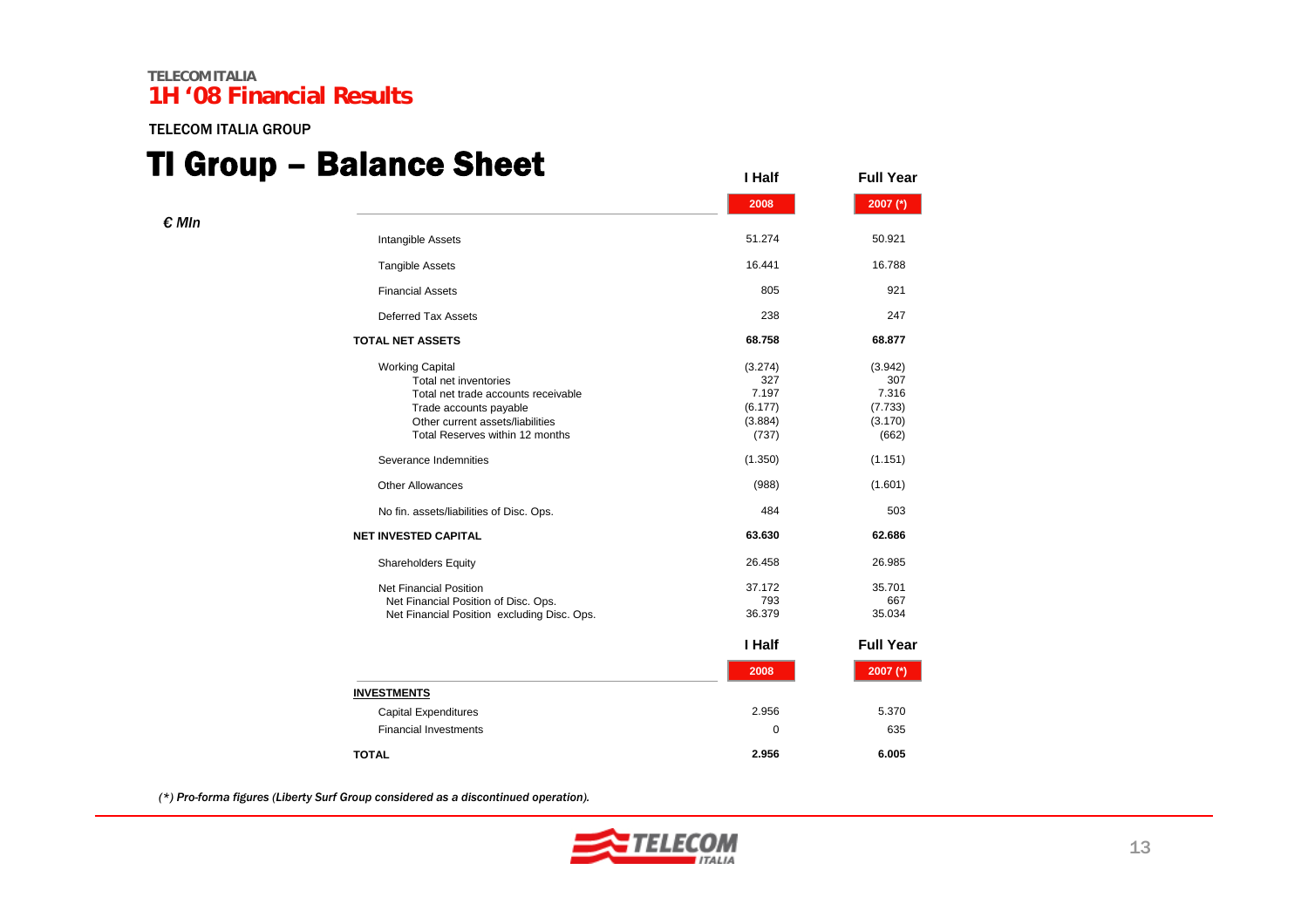TELECOM ITALIA GROUP

# TI Group – Balance Sheet

*€ Mln*

| | I Half 2008 | Full Year 2007 (*) |
|---|---|---|
| Intangible Assets | 51.274 | 50.921 |
| Tangible Assets | 16.441 | 16.788 |
| Financial Assets | 805 | 921 |
| Deferred Tax Assets | 238 | 247 |
| **TOTAL NET ASSETS** | **68.758** | **68.877** |
| Working Capital | (3.274) | (3.942) |
| Total net inventories | 327 | 307 |
| Total net trade accounts receivable | 7.197 | 7.316 |
| Trade accounts payable | (6.177) | (7.733) |
| Other current assets/liabilities | (3.884) | (3.170) |
| Total Reserves within 12 months | (737) | (662) |
| Severance Indemnities | (1.350) | (1.151) |
| Other Allowances | (988) | (1.601) |
| No fin. assets/liabilities of Disc. Ops. | 484 | 503 |
| **NET INVESTED CAPITAL** | **63.630** | **62.686** |
| Shareholders Equity | 26.458 | 26.985 |
| Net Financial Position | 37.172 | 35.701 |
| Net Financial Position of Disc. Ops. | 793 | 667 |
| Net Financial Position excluding Disc. Ops. | 36.379 | 35.034 |

| | I Half 2008 | Full Year 2007 (*) |
|---|---|---|
| **INVESTMENTS** | | |
| Capital Expenditures | 2.956 | 5.370 |
| Financial Investments | 0 | 635 |
| **TOTAL** | **2.956** | **6.005** |

*(\*) Pro-forma figures (Liberty Surf Group considered as a discontinued operation).*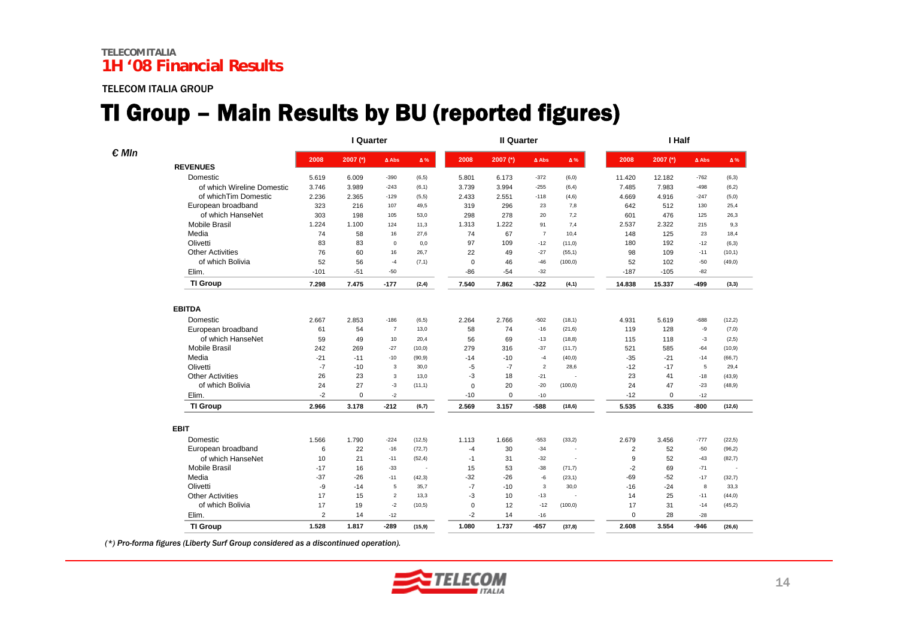TELECOM ITALIA GROUP

# TI Group – Main Results by BU (reported figures)

| € Mln | I Quarter | | | | II Quarter | | | | I Half | | | |
|---|---|---|---|---|---|---|---|---|---|---|---|---|
| | 2008 | 2007 (*) | Δ Abs | Δ % | 2008 | 2007 (*) | Δ Abs | Δ % | 2008 | 2007 (*) | Δ Abs | Δ % |
| **REVENUES** | | | | | | | | | | | | |
| Domestic | 5.619 | 6.009 | -390 | (6,5) | 5.801 | 6.173 | -372 | (6,0) | 11.420 | 12.182 | -762 | (6,3) |
| of which Wireline Domestic | 3.746 | 3.989 | -243 | (6,1) | 3.739 | 3.994 | -255 | (6,4) | 7.485 | 7.983 | -498 | (6,2) |
| of whichTim Domestic | 2.236 | 2.365 | -129 | (5,5) | 2.433 | 2.551 | -118 | (4,6) | 4.669 | 4.916 | -247 | (5,0) |
| European broadband | 323 | 216 | 107 | 49,5 | 319 | 296 | 23 | 7,8 | 642 | 512 | 130 | 25,4 |
| of which HanseNet | 303 | 198 | 105 | 53,0 | 298 | 278 | 20 | 7,2 | 601 | 476 | 125 | 26,3 |
| Mobile Brasil | 1.224 | 1.100 | 124 | 11,3 | 1.313 | 1.222 | 91 | 7,4 | 2.537 | 2.322 | 215 | 9,3 |
| Media | 74 | 58 | 16 | 27,6 | 74 | 67 | 7 | 10,4 | 148 | 125 | 23 | 18,4 |
| Olivetti | 83 | 83 | 0 | 0,0 | 97 | 109 | -12 | (11,0) | 180 | 192 | -12 | (6,3) |
| Other Activities | 76 | 60 | 16 | 26,7 | 22 | 49 | -27 | (55,1) | 98 | 109 | -11 | (10,1) |
| of which Bolivia | 52 | 56 | -4 | (7,1) | 0 | 46 | -46 | (100,0) | 52 | 102 | -50 | (49,0) |
| Elim. | -101 | -51 | -50 | | -86 | -54 | -32 | | -187 | -105 | -82 | |
| **TI Group** | **7.298** | **7.475** | **-177** | **(2,4)** | **7.540** | **7.862** | **-322** | **(4,1)** | **14.838** | **15.337** | **-499** | **(3,3)** |
| **EBITDA** | | | | | | | | | | | | |
| Domestic | 2.667 | 2.853 | -186 | (6,5) | 2.264 | 2.766 | -502 | (18,1) | 4.931 | 5.619 | -688 | (12,2) |
| European broadband | 61 | 54 | 7 | 13,0 | 58 | 74 | -16 | (21,6) | 119 | 128 | -9 | (7,0) |
| of which HanseNet | 59 | 49 | 10 | 20,4 | 56 | 69 | -13 | (18,8) | 115 | 118 | -3 | (2,5) |
| Mobile Brasil | 242 | 269 | -27 | (10,0) | 279 | 316 | -37 | (11,7) | 521 | 585 | -64 | (10,9) |
| Media | -21 | -11 | -10 | (90,9) | -14 | -10 | -4 | (40,0) | -35 | -21 | -14 | (66,7) |
| Olivetti | -7 | -10 | 3 | 30,0 | -5 | -7 | 2 | 28,6 | -12 | -17 | 5 | 29,4 |
| Other Activities | 26 | 23 | 3 | 13,0 | -3 | 18 | -21 | - | 23 | 41 | -18 | (43,9) |
| of which Bolivia | 24 | 27 | -3 | (11,1) | 0 | 20 | -20 | (100,0) | 24 | 47 | -23 | (48,9) |
| Elim. | -2 | 0 | -2 | | -10 | 0 | -10 | | -12 | 0 | -12 | |
| **TI Group** | **2.966** | **3.178** | **-212** | **(6,7)** | **2.569** | **3.157** | **-588** | **(18,6)** | **5.535** | **6.335** | **-800** | **(12,6)** |
| **EBIT** | | | | | | | | | | | | |
| Domestic | 1.566 | 1.790 | -224 | (12,5) | 1.113 | 1.666 | -553 | (33,2) | 2.679 | 3.456 | -777 | (22,5) |
| European broadband | 6 | 22 | -16 | (72,7) | -4 | 30 | -34 | - | 2 | 52 | -50 | (96,2) |
| of which HanseNet | 10 | 21 | -11 | (52,4) | -1 | 31 | -32 | - | 9 | 52 | -43 | (82,7) |
| Mobile Brasil | -17 | 16 | -33 | - | 15 | 53 | -38 | (71,7) | -2 | 69 | -71 | - |
| Media | -37 | -26 | -11 | (42,3) | -32 | -26 | -6 | (23,1) | -69 | -52 | -17 | (32,7) |
| Olivetti | -9 | -14 | 5 | 35,7 | -7 | -10 | 3 | 30,0 | -16 | -24 | 8 | 33,3 |
| Other Activities | 17 | 15 | 2 | 13,3 | -3 | 10 | -13 | - | 14 | 25 | -11 | (44,0) |
| of which Bolivia | 17 | 19 | -2 | (10,5) | 0 | 12 | -12 | (100,0) | 17 | 31 | -14 | (45,2) |
| Elim. | 2 | 14 | -12 | | -2 | 14 | -16 | | 0 | 28 | -28 | |
| **TI Group** | **1.528** | **1.817** | **-289** | **(15,9)** | **1.080** | **1.737** | **-657** | **(37,8)** | **2.608** | **3.554** | **-946** | **(26,6)** |

*(*) Pro-forma figures (Liberty Surf Group considered as a discontinued operation).*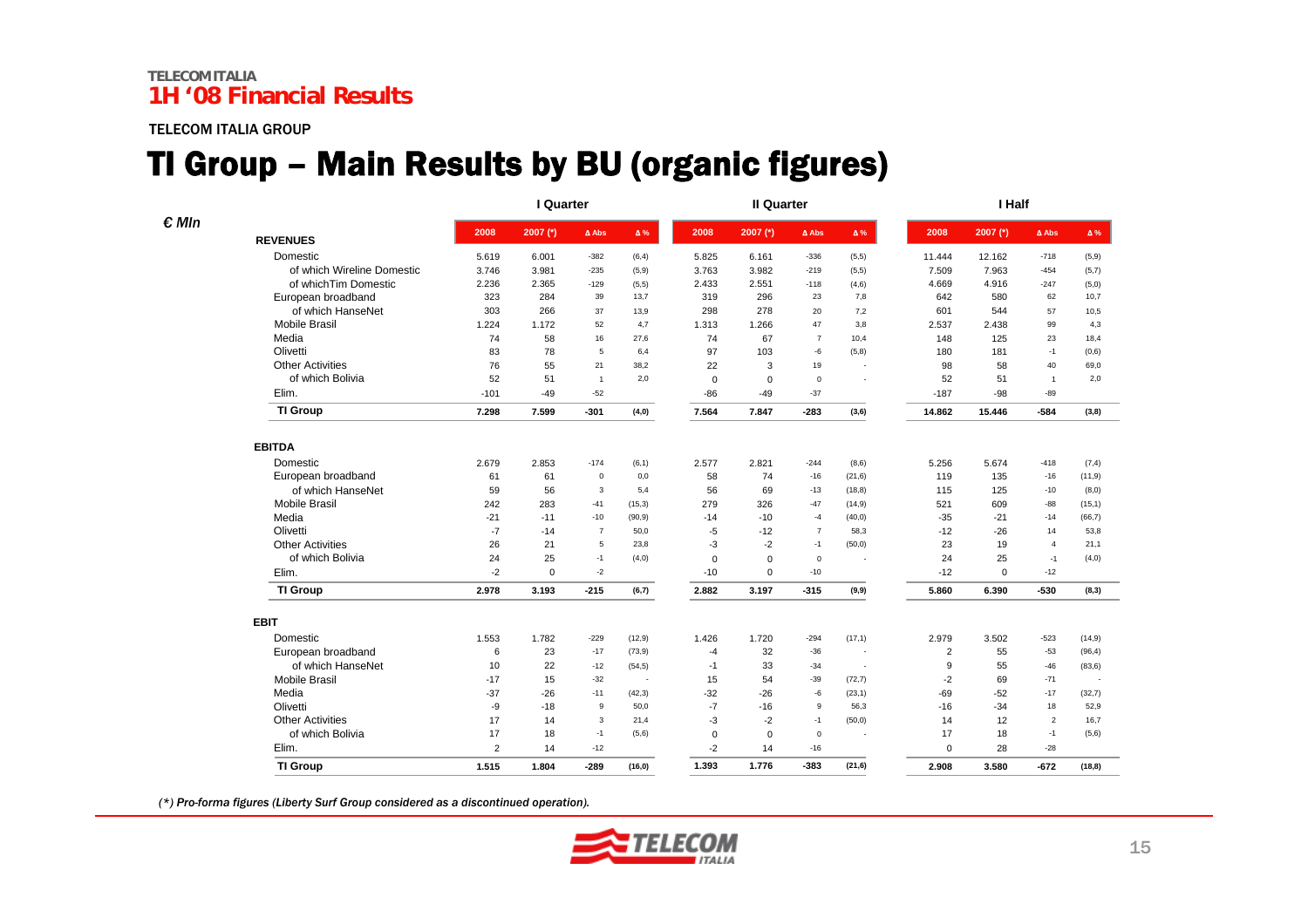TELECOM ITALIA
**1H '08 Financial Results**

TELECOM ITALIA GROUP

# TI Group – Main Results by BU (organic figures)

€ Mln

| | I Quarter | | | | II Quarter | | | | I Half | | | |
|---|---|---|---|---|---|---|---|---|---|---|---|---|
| **REVENUES** | 2008 | 2007 (*) | Δ Abs | Δ % | 2008 | 2007 (*) | Δ Abs | Δ % | 2008 | 2007 (*) | Δ Abs | Δ % |
| Domestic | 5.619 | 6.001 | -382 | (6,4) | 5.825 | 6.161 | -336 | (5,5) | 11.444 | 12.162 | -718 | (5,9) |
| of which Wireline Domestic | 3.746 | 3.981 | -235 | (5,9) | 3.763 | 3.982 | -219 | (5,5) | 7.509 | 7.963 | -454 | (5,7) |
| of whichTim Domestic | 2.236 | 2.365 | -129 | (5,5) | 2.433 | 2.551 | -118 | (4,6) | 4.669 | 4.916 | -247 | (5,0) |
| European broadband | 323 | 284 | 39 | 13,7 | 319 | 296 | 23 | 7,8 | 642 | 580 | 62 | 10,7 |
| of which HanseNet | 303 | 266 | 37 | 13,9 | 298 | 278 | 20 | 7,2 | 601 | 544 | 57 | 10,5 |
| Mobile Brasil | 1.224 | 1.172 | 52 | 4,7 | 1.313 | 1.266 | 47 | 3,8 | 2.537 | 2.438 | 99 | 4,3 |
| Media | 74 | 58 | 16 | 27,6 | 74 | 67 | 7 | 10,4 | 148 | 125 | 23 | 18,4 |
| Olivetti | 83 | 78 | 5 | 6,4 | 97 | 103 | -6 | (5,8) | 180 | 181 | -1 | (0,6) |
| Other Activities | 76 | 55 | 21 | 38,2 | 22 | 3 | 19 | - | 98 | 58 | 40 | 69,0 |
| of which Bolivia | 52 | 51 | 1 | 2,0 | 0 | 0 | 0 | - | 52 | 51 | 1 | 2,0 |
| Elim. | -101 | -49 | -52 | | -86 | -49 | -37 | | -187 | -98 | -89 | |
| **TI Group** | **7.298** | **7.599** | **-301** | **(4,0)** | **7.564** | **7.847** | **-283** | **(3,6)** | **14.862** | **15.446** | **-584** | **(3,8)** |
| **EBITDA** | | | | | | | | | | | | |
| Domestic | 2.679 | 2.853 | -174 | (6,1) | 2.577 | 2.821 | -244 | (8,6) | 5.256 | 5.674 | -418 | (7,4) |
| European broadband | 61 | 61 | 0 | 0,0 | 58 | 74 | -16 | (21,6) | 119 | 135 | -16 | (11,9) |
| of which HanseNet | 59 | 56 | 3 | 5,4 | 56 | 69 | -13 | (18,8) | 115 | 125 | -10 | (8,0) |
| Mobile Brasil | 242 | 283 | -41 | (15,3) | 279 | 326 | -47 | (14,9) | 521 | 609 | -88 | (15,1) |
| Media | -21 | -11 | -10 | (90,9) | -14 | -10 | -4 | (40,0) | -35 | -21 | -14 | (66,7) |
| Olivetti | -7 | -14 | 7 | 50,0 | -5 | -12 | 7 | 58,3 | -12 | -26 | 14 | 53,8 |
| Other Activities | 26 | 21 | 5 | 23,8 | -3 | -2 | -1 | (50,0) | 23 | 19 | 4 | 21,1 |
| of which Bolivia | 24 | 25 | -1 | (4,0) | 0 | 0 | 0 | - | 24 | 25 | -1 | (4,0) |
| Elim. | -2 | 0 | -2 | | -10 | 0 | -10 | | -12 | 0 | -12 | |
| **TI Group** | **2.978** | **3.193** | **-215** | **(6,7)** | **2.882** | **3.197** | **-315** | **(9,9)** | **5.860** | **6.390** | **-530** | **(8,3)** |
| **EBIT** | | | | | | | | | | | | |
| Domestic | 1.553 | 1.782 | -229 | (12,9) | 1.426 | 1.720 | -294 | (17,1) | 2.979 | 3.502 | -523 | (14,9) |
| European broadband | 6 | 23 | -17 | (73,9) | -4 | 32 | -36 | - | 2 | 55 | -53 | (96,4) |
| of which HanseNet | 10 | 22 | -12 | (54,5) | -1 | 33 | -34 | - | 9 | 55 | -46 | (83,6) |
| Mobile Brasil | -17 | 15 | -32 | - | 15 | 54 | -39 | (72,7) | -2 | 69 | -71 | - |
| Media | -37 | -26 | -11 | (42,3) | -32 | -26 | -6 | (23,1) | -69 | -52 | -17 | (32,7) |
| Olivetti | -9 | -18 | 9 | 50,0 | -7 | -16 | 9 | 56,3 | -16 | -34 | 18 | 52,9 |
| Other Activities | 17 | 14 | 3 | 21,4 | -3 | -2 | -1 | (50,0) | 14 | 12 | 2 | 16,7 |
| of which Bolivia | 17 | 18 | -1 | (5,6) | 0 | 0 | 0 | - | 17 | 18 | -1 | (5,6) |
| Elim. | 2 | 14 | -12 | | -2 | 14 | -16 | | 0 | 28 | -28 | |
| **TI Group** | **1.515** | **1.804** | **-289** | **(16,0)** | **1.393** | **1.776** | **-383** | **(21,6)** | **2.908** | **3.580** | **-672** | **(18,8)** |

*(\*) Pro-forma figures (Liberty Surf Group considered as a discontinued operation).*